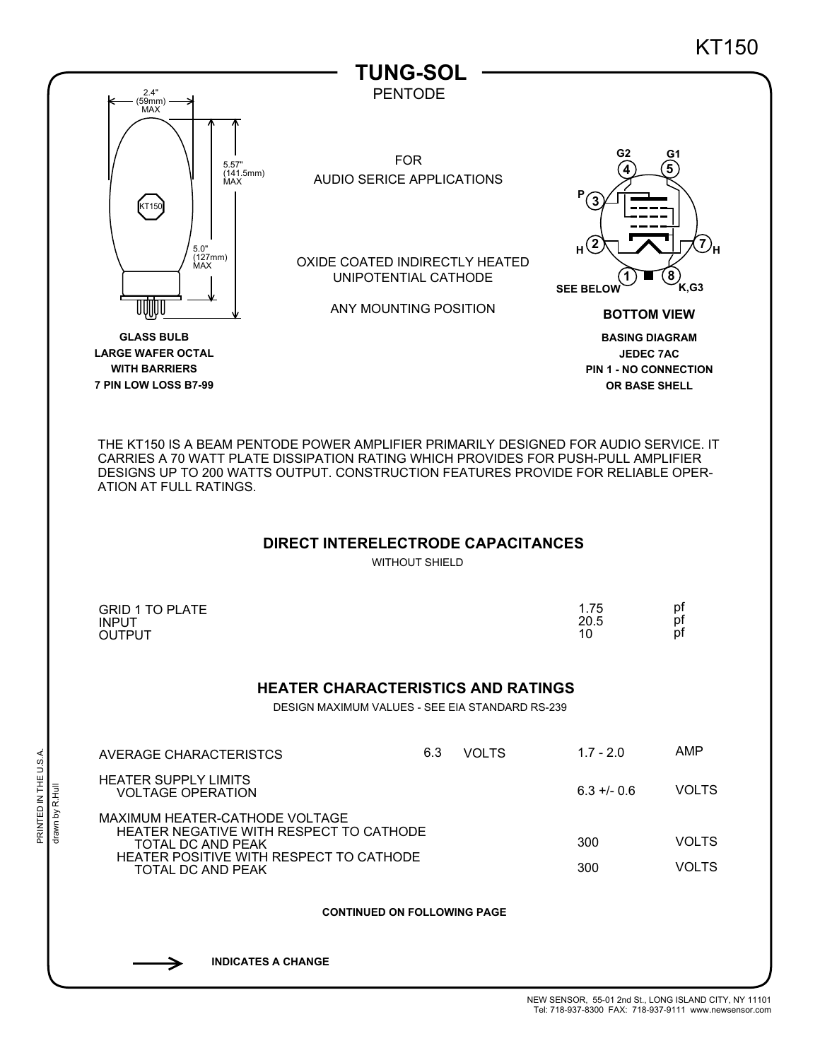KT150

# TUNG-SOL

PENTODE

2.4" (59mm) MAX

5.57" (141.5mm) MAX

5.0" (127mm) MAX

KT150

**GLASS BULB**
**LARGE WAFER OCTAL**
**WITH BARRIERS**
**7 PIN LOW LOSS B7-99**

FOR
AUDIO SERICE APPLICATIONS

OXIDE COATED INDIRECTLY HEATED
UNIPOTENTIAL CATHODE

ANY MOUNTING POSITION

G2 4, G1 5, P 3, H 2, H 7, 1 SEE BELOW, 8 K,G3

**BOTTOM VIEW**

**BASING DIAGRAM**
**JEDEC 7AC**
**PIN 1 - NO CONNECTION**
**OR BASE SHELL**

THE KT150 IS A BEAM PENTODE POWER AMPLIFIER PRIMARILY DESIGNED FOR AUDIO SERVICE. IT CARRIES A 70 WATT PLATE DISSIPATION RATING WHICH PROVIDES FOR PUSH-PULL AMPLIFIER DESIGNS UP TO 200 WATTS OUTPUT. CONSTRUCTION FEATURES PROVIDE FOR RELIABLE OPERATION AT FULL RATINGS.

## DIRECT INTERELECTRODE CAPACITANCES

WITHOUT SHIELD

| | | |
|---|---|---|
| GRID 1 TO PLATE | 1.75 | pf |
| INPUT | 20.5 | pf |
| OUTPUT | 10 | pf |

## HEATER CHARACTERISTICS AND RATINGS

DESIGN MAXIMUM VALUES - SEE EIA STANDARD RS-239

| | | | | |
|---|---|---|---|---|
| AVERAGE CHARACTERISTCS | 6.3 | VOLTS | 1.7 - 2.0 | AMP |
| HEATER SUPPLY LIMITS<br>VOLTAGE OPERATION | | | 6.3 +/- 0.6 | VOLTS |
| MAXIMUM HEATER-CATHODE VOLTAGE<br>HEATER NEGATIVE WITH RESPECT TO CATHODE<br>TOTAL DC AND PEAK | | | 300 | VOLTS |
| HEATER POSITIVE WITH RESPECT TO CATHODE<br>TOTAL DC AND PEAK | | | 300 | VOLTS |

**CONTINUED ON FOLLOWING PAGE**

→ **INDICATES A CHANGE**

PRINTED IN THE U.S.A.
drawn by R.Hull

NEW SENSOR, 55-01 2nd St., LONG ISLAND CITY, NY 11101
Tel: 718-937-8300 FAX: 718-937-9111 www.newsensor.com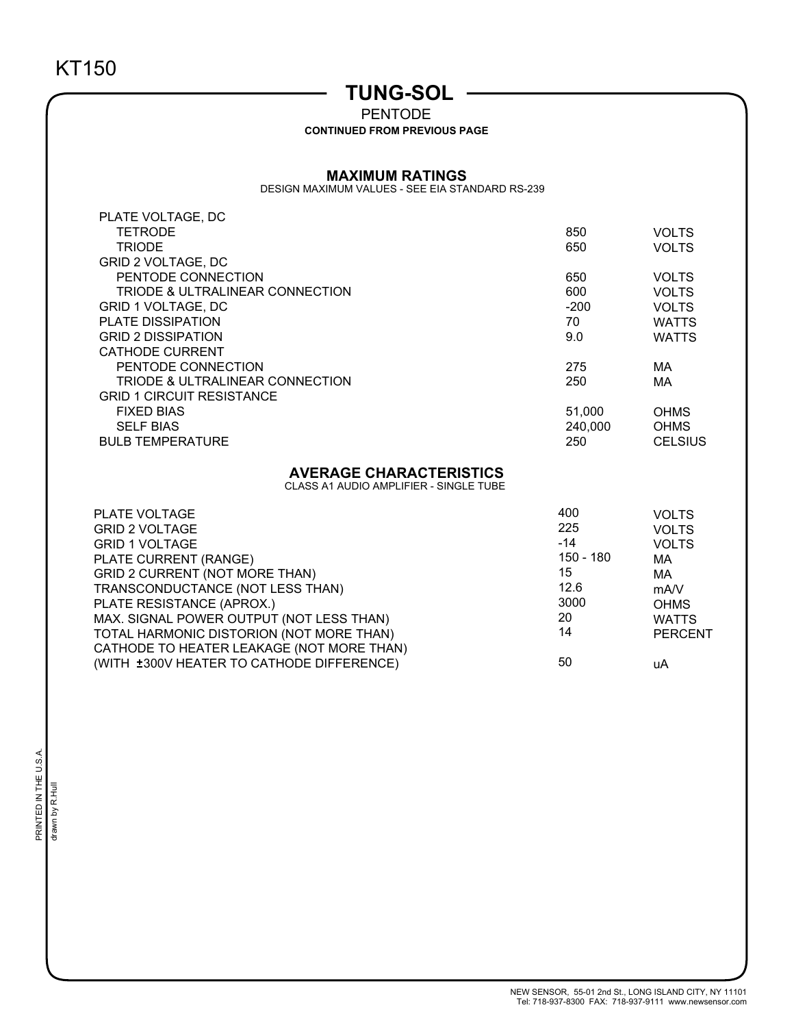# KT150

## TUNG-SOL

PENTODE

**CONTINUED FROM PREVIOUS PAGE**

### MAXIMUM RATINGS

DESIGN MAXIMUM VALUES - SEE EIA STANDARD RS-239

| | | |
|---|---|---|
| PLATE VOLTAGE, DC | | |
| TETRODE | 850 | VOLTS |
| TRIODE | 650 | VOLTS |
| GRID 2 VOLTAGE, DC | | |
| PENTODE CONNECTION | 650 | VOLTS |
| TRIODE & ULTRALINEAR CONNECTION | 600 | VOLTS |
| GRID 1 VOLTAGE, DC | -200 | VOLTS |
| PLATE DISSIPATION | 70 | WATTS |
| GRID 2 DISSIPATION | 9.0 | WATTS |
| CATHODE CURRENT | | |
| PENTODE CONNECTION | 275 | MA |
| TRIODE & ULTRALINEAR CONNECTION | 250 | MA |
| GRID 1 CIRCUIT RESISTANCE | | |
| FIXED BIAS | 51,000 | OHMS |
| SELF BIAS | 240,000 | OHMS |
| BULB TEMPERATURE | 250 | CELSIUS |

### AVERAGE CHARACTERISTICS

CLASS A1 AUDIO AMPLIFIER - SINGLE TUBE

| | | |
|---|---|---|
| PLATE VOLTAGE | 400 | VOLTS |
| GRID 2 VOLTAGE | 225 | VOLTS |
| GRID 1 VOLTAGE | -14 | VOLTS |
| PLATE CURRENT (RANGE) | 150 - 180 | MA |
| GRID 2 CURRENT (NOT MORE THAN) | 15 | MA |
| TRANSCONDUCTANCE (NOT LESS THAN) | 12.6 | mA/V |
| PLATE RESISTANCE (APROX.) | 3000 | OHMS |
| MAX. SIGNAL POWER OUTPUT (NOT LESS THAN) | 20 | WATTS |
| TOTAL HARMONIC DISTORION (NOT MORE THAN) | 14 | PERCENT |
| CATHODE TO HEATER LEAKAGE (NOT MORE THAN) (WITH ±300V HEATER TO CATHODE DIFFERENCE) | 50 | uA |

PRINTED IN THE U.S.A.
drawn by R.Hull

NEW SENSOR, 55-01 2nd St., LONG ISLAND CITY, NY 11101
Tel: 718-937-8300 FAX: 718-937-9111 www.newsensor.com